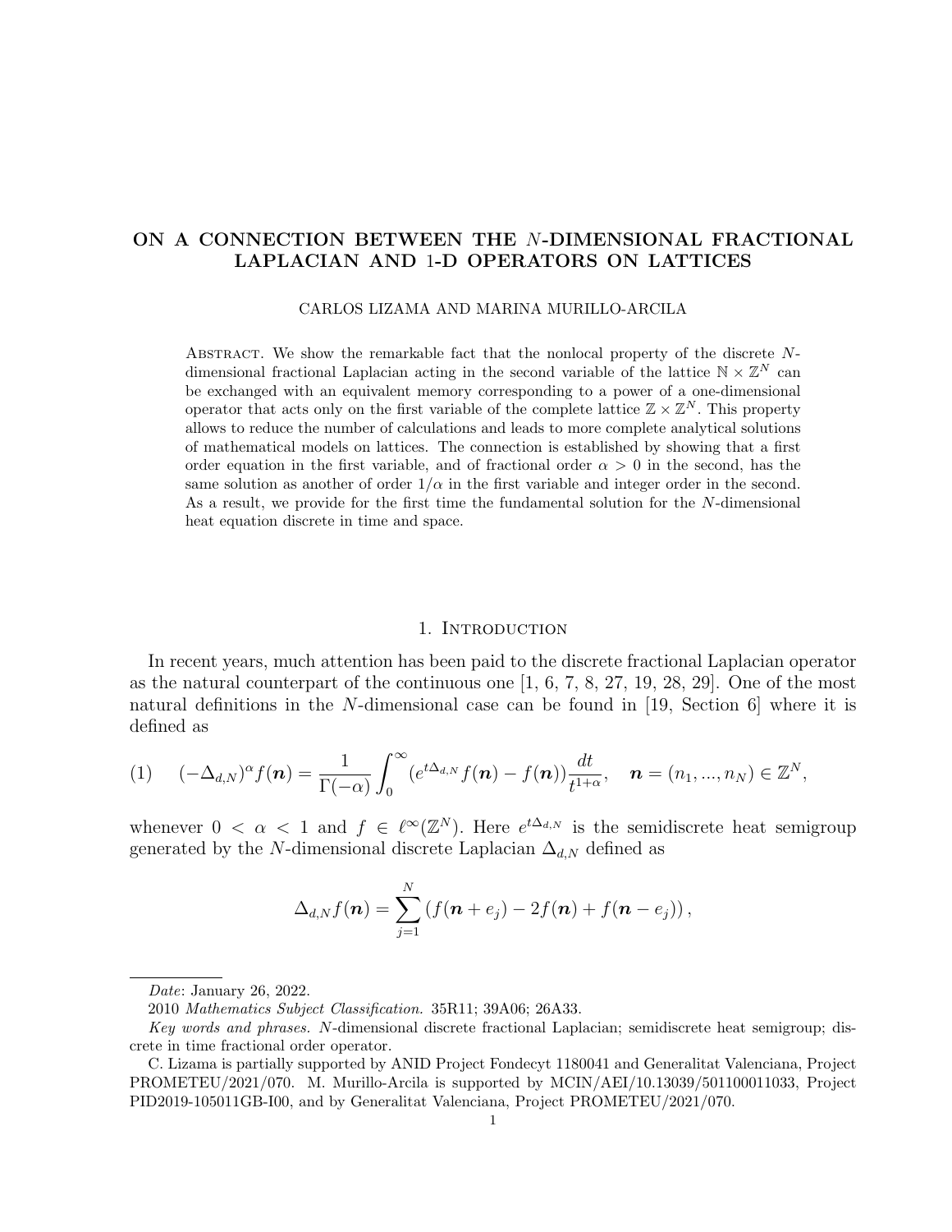# ON A CONNECTION BETWEEN THE $N$-DIMENSIONAL FRACTIONAL LAPLACIAN AND 1-D OPERATORS ON LATTICES

CARLOS LIZAMA AND MARINA MURILLO-ARCILA

Abstract. We show the remarkable fact that the nonlocal property of the discrete $N$-dimensional fractional Laplacian acting in the second variable of the lattice $\mathbb{N} \times \mathbb{Z}^N$ can be exchanged with an equivalent memory corresponding to a power of a one-dimensional operator that acts only on the first variable of the complete lattice $\mathbb{Z} \times \mathbb{Z}^N$. This property allows to reduce the number of calculations and leads to more complete analytical solutions of mathematical models on lattices. The connection is established by showing that a first order equation in the first variable, and of fractional order $\alpha > 0$ in the second, has the same solution as another of order $1/\alpha$ in the first variable and integer order in the second. As a result, we provide for the first time the fundamental solution for the $N$-dimensional heat equation discrete in time and space.

## 1. Introduction

In recent years, much attention has been paid to the discrete fractional Laplacian operator as the natural counterpart of the continuous one [1, 6, 7, 8, 27, 19, 28, 29]. One of the most natural definitions in the $N$-dimensional case can be found in [19, Section 6] where it is defined as

$$(1) \qquad (-\Delta_{d,N})^{\alpha} f(\boldsymbol{n}) = \frac{1}{\Gamma(-\alpha)} \int_0^{\infty} (e^{t\Delta_{d,N}} f(\boldsymbol{n}) - f(\boldsymbol{n})) \frac{dt}{t^{1+\alpha}}, \quad \boldsymbol{n} = (n_1, ..., n_N) \in \mathbb{Z}^N,$$

whenever $0 < \alpha < 1$ and $f \in \ell^{\infty}(\mathbb{Z}^N)$. Here $e^{t\Delta_{d,N}}$ is the semidiscrete heat semigroup generated by the $N$-dimensional discrete Laplacian $\Delta_{d,N}$ defined as

$$\Delta_{d,N} f(\boldsymbol{n}) = \sum_{j=1}^{N} \left( f(\boldsymbol{n} + e_j) - 2f(\boldsymbol{n}) + f(\boldsymbol{n} - e_j) \right),$$

*Date*: January 26, 2022.

2010 *Mathematics Subject Classification.* 35R11; 39A06; 26A33.

*Key words and phrases.* $N$-dimensional discrete fractional Laplacian; semidiscrete heat semigroup; discrete in time fractional order operator.

C. Lizama is partially supported by ANID Project Fondecyt 1180041 and Generalitat Valenciana, Project PROMETEU/2021/070. M. Murillo-Arcila is supported by MCIN/AEI/10.13039/501100011033, Project PID2019-105011GB-I00, and by Generalitat Valenciana, Project PROMETEU/2021/070.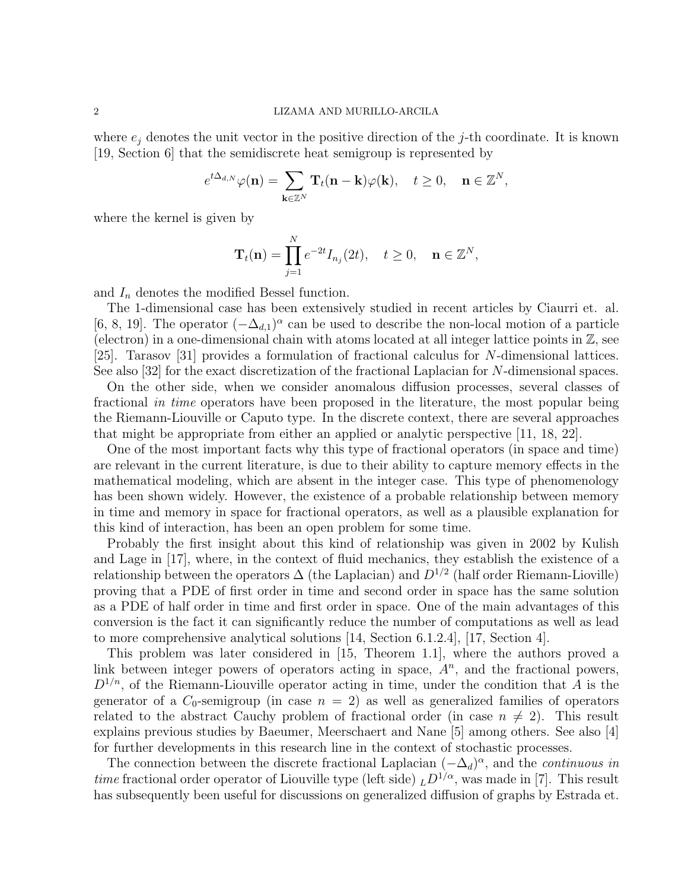where $e_j$ denotes the unit vector in the positive direction of the $j$-th coordinate. It is known [19, Section 6] that the semidiscrete heat semigroup is represented by

$$e^{t\Delta_{d,N}}\varphi(\mathbf{n}) = \sum_{\mathbf{k}\in\mathbb{Z}^N} \mathbf{T}_t(\mathbf{n}-\mathbf{k})\varphi(\mathbf{k}), \quad t \geq 0, \quad \mathbf{n} \in \mathbb{Z}^N,$$

where the kernel is given by

$$\mathbf{T}_t(\mathbf{n}) = \prod_{j=1}^{N} e^{-2t} I_{n_j}(2t), \quad t \geq 0, \quad \mathbf{n} \in \mathbb{Z}^N,$$

and $I_n$ denotes the modified Bessel function.

The 1-dimensional case has been extensively studied in recent articles by Ciaurri et. al. [6, 8, 19]. The operator $(-\Delta_{d,1})^\alpha$ can be used to describe the non-local motion of a particle (electron) in a one-dimensional chain with atoms located at all integer lattice points in $\mathbb{Z}$, see [25]. Tarasov [31] provides a formulation of fractional calculus for $N$-dimensional lattices. See also [32] for the exact discretization of the fractional Laplacian for $N$-dimensional spaces.

On the other side, when we consider anomalous diffusion processes, several classes of fractional *in time* operators have been proposed in the literature, the most popular being the Riemann-Liouville or Caputo type. In the discrete context, there are several approaches that might be appropriate from either an applied or analytic perspective [11, 18, 22].

One of the most important facts why this type of fractional operators (in space and time) are relevant in the current literature, is due to their ability to capture memory effects in the mathematical modeling, which are absent in the integer case. This type of phenomenology has been shown widely. However, the existence of a probable relationship between memory in time and memory in space for fractional operators, as well as a plausible explanation for this kind of interaction, has been an open problem for some time.

Probably the first insight about this kind of relationship was given in 2002 by Kulish and Lage in [17], where, in the context of fluid mechanics, they establish the existence of a relationship between the operators $\Delta$ (the Laplacian) and $D^{1/2}$ (half order Riemann-Lioville) proving that a PDE of first order in time and second order in space has the same solution as a PDE of half order in time and first order in space. One of the main advantages of this conversion is the fact it can significantly reduce the number of computations as well as lead to more comprehensive analytical solutions [14, Section 6.1.2.4], [17, Section 4].

This problem was later considered in [15, Theorem 1.1], where the authors proved a link between integer powers of operators acting in space, $A^n$, and the fractional powers, $D^{1/n}$, of the Riemann-Liouville operator acting in time, under the condition that $A$ is the generator of a $C_0$-semigroup (in case $n = 2$) as well as generalized families of operators related to the abstract Cauchy problem of fractional order (in case $n \neq 2$). This result explains previous studies by Baeumer, Meerschaert and Nane [5] among others. See also [4] for further developments in this research line in the context of stochastic processes.

The connection between the discrete fractional Laplacian $(-\Delta_d)^\alpha$, and the *continuous in time* fractional order operator of Liouville type (left side) ${}_L D^{1/\alpha}$, was made in [7]. This result has subsequently been useful for discussions on generalized diffusion of graphs by Estrada et.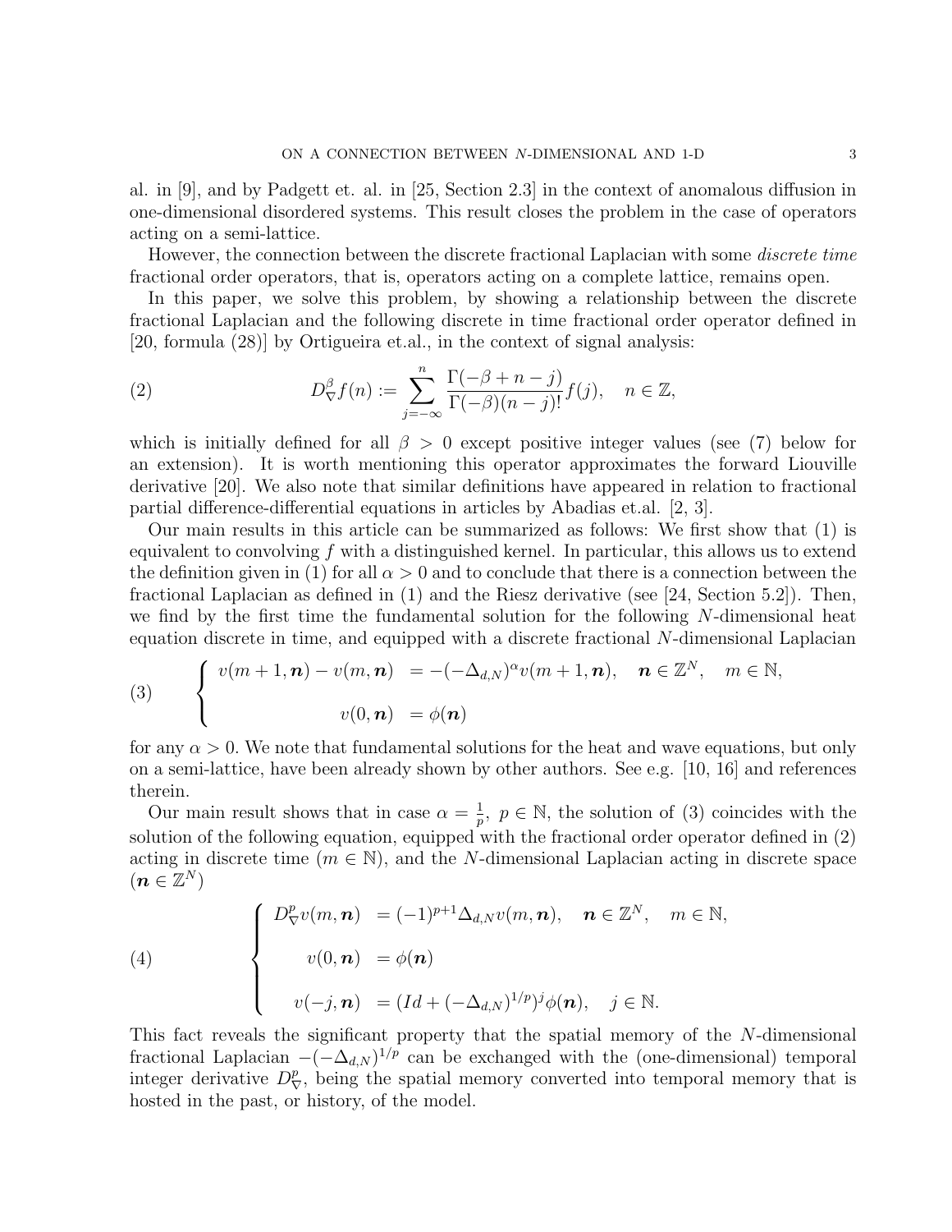al. in [9], and by Padgett et. al. in [25, Section 2.3] in the context of anomalous diffusion in one-dimensional disordered systems. This result closes the problem in the case of operators acting on a semi-lattice.

However, the connection between the discrete fractional Laplacian with some *discrete time* fractional order operators, that is, operators acting on a complete lattice, remains open.

In this paper, we solve this problem, by showing a relationship between the discrete fractional Laplacian and the following discrete in time fractional order operator defined in [20, formula (28)] by Ortigueira et.al., in the context of signal analysis:

$$D^{\beta}_{\nabla} f(n) := \sum_{j=-\infty}^{n} \frac{\Gamma(-\beta+n-j)}{\Gamma(-\beta)(n-j)!} f(j), \quad n \in \mathbb{Z}, \tag{2}$$

which is initially defined for all $\beta > 0$ except positive integer values (see (7) below for an extension). It is worth mentioning this operator approximates the forward Liouville derivative [20]. We also note that similar definitions have appeared in relation to fractional partial difference-differential equations in articles by Abadias et.al. [2, 3].

Our main results in this article can be summarized as follows: We first show that (1) is equivalent to convolving $f$ with a distinguished kernel. In particular, this allows us to extend the definition given in (1) for all $\alpha > 0$ and to conclude that there is a connection between the fractional Laplacian as defined in (1) and the Riesz derivative (see [24, Section 5.2]). Then, we find by the first time the fundamental solution for the following $N$-dimensional heat equation discrete in time, and equipped with a discrete fractional $N$-dimensional Laplacian

$$\begin{cases} v(m+1, \boldsymbol{n}) - v(m, \boldsymbol{n}) &= -(-\Delta_{d,N})^{\alpha} v(m+1, \boldsymbol{n}), \quad \boldsymbol{n} \in \mathbb{Z}^N, \quad m \in \mathbb{N}, \\ v(0, \boldsymbol{n}) &= \phi(\boldsymbol{n}) \end{cases} \tag{3}$$

for any $\alpha > 0$. We note that fundamental solutions for the heat and wave equations, but only on a semi-lattice, have been already shown by other authors. See e.g. [10, 16] and references therein.

Our main result shows that in case $\alpha = \frac{1}{p}$, $p \in \mathbb{N}$, the solution of (3) coincides with the solution of the following equation, equipped with the fractional order operator defined in (2) acting in discrete time ($m \in \mathbb{N}$), and the $N$-dimensional Laplacian acting in discrete space ($\boldsymbol{n} \in \mathbb{Z}^N$)

$$\begin{cases} D^{p}_{\nabla} v(m, \boldsymbol{n}) &= (-1)^{p+1} \Delta_{d,N} v(m, \boldsymbol{n}), \quad \boldsymbol{n} \in \mathbb{Z}^N, \quad m \in \mathbb{N}, \\ v(0, \boldsymbol{n}) &= \phi(\boldsymbol{n}) \\ v(-j, \boldsymbol{n}) &= (Id + (-\Delta_{d,N})^{1/p})^j \phi(\boldsymbol{n}), \quad j \in \mathbb{N}. \end{cases} \tag{4}$$

This fact reveals the significant property that the spatial memory of the $N$-dimensional fractional Laplacian $-(-\Delta_{d,N})^{1/p}$ can be exchanged with the (one-dimensional) temporal integer derivative $D^{p}_{\nabla}$, being the spatial memory converted into temporal memory that is hosted in the past, or history, of the model.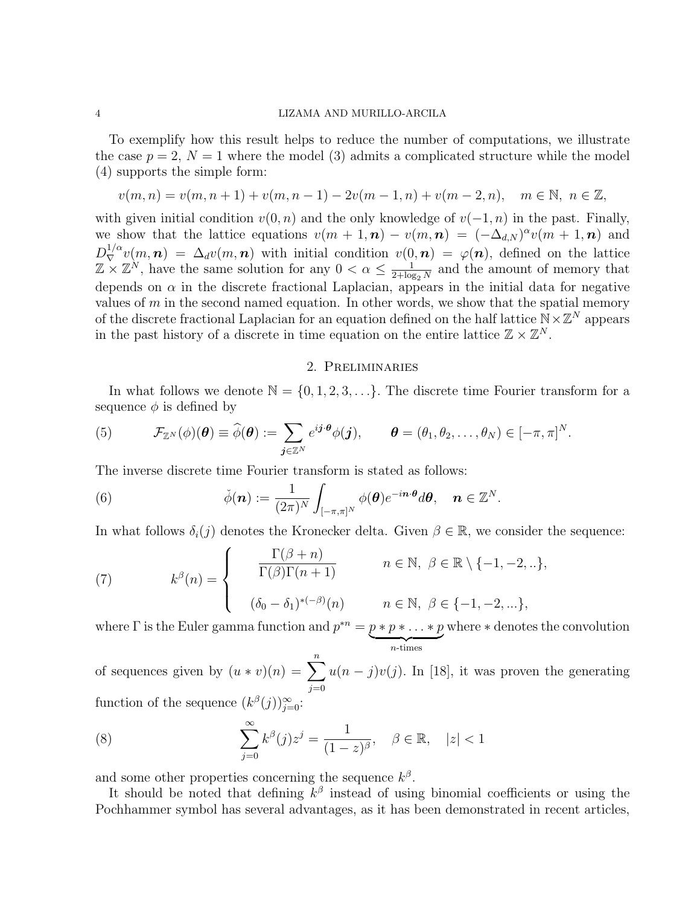To exemplify how this result helps to reduce the number of computations, we illustrate the case $p = 2$, $N = 1$ where the model (3) admits a complicated structure while the model (4) supports the simple form:

$$v(m, n) = v(m, n + 1) + v(m, n - 1) - 2v(m - 1, n) + v(m - 2, n), \quad m \in \mathbb{N}, \ n \in \mathbb{Z},$$

with given initial condition $v(0, n)$ and the only knowledge of $v(-1, n)$ in the past. Finally, we show that the lattice equations $v(m + 1, \boldsymbol{n}) - v(m, \boldsymbol{n}) = (-\Delta_{d,N})^{\alpha} v(m + 1, \boldsymbol{n})$ and $D_{\nabla}^{1/\alpha} v(m, \boldsymbol{n}) = \Delta_d v(m, \boldsymbol{n})$ with initial condition $v(0, \boldsymbol{n}) = \varphi(\boldsymbol{n})$, defined on the lattice $\mathbb{Z} \times \mathbb{Z}^N$, have the same solution for any $0 < \alpha \leq \frac{1}{2+\log_2 N}$ and the amount of memory that depends on $\alpha$ in the discrete fractional Laplacian, appears in the initial data for negative values of $m$ in the second named equation. In other words, we show that the spatial memory of the discrete fractional Laplacian for an equation defined on the half lattice $\mathbb{N} \times \mathbb{Z}^N$ appears in the past history of a discrete in time equation on the entire lattice $\mathbb{Z} \times \mathbb{Z}^N$.

## 2. Preliminaries

In what follows we denote $\mathbb{N} = \{0, 1, 2, 3, \ldots\}$. The discrete time Fourier transform for a sequence $\phi$ is defined by

$$\mathcal{F}_{\mathbb{Z}^N}(\phi)(\boldsymbol{\theta}) \equiv \widehat{\phi}(\boldsymbol{\theta}) := \sum_{\boldsymbol{j} \in \mathbb{Z}^N} e^{i\boldsymbol{j}\cdot\boldsymbol{\theta}} \phi(\boldsymbol{j}), \qquad \boldsymbol{\theta} = (\theta_1, \theta_2, \ldots, \theta_N) \in [-\pi, \pi]^N. \tag{5}$$

The inverse discrete time Fourier transform is stated as follows:

$$\check{\phi}(\boldsymbol{n}) := \frac{1}{(2\pi)^N} \int_{[-\pi,\pi]^N} \phi(\boldsymbol{\theta}) e^{-i\boldsymbol{n}\cdot\boldsymbol{\theta}} d\boldsymbol{\theta}, \quad \boldsymbol{n} \in \mathbb{Z}^N. \tag{6}$$

In what follows $\delta_i(j)$ denotes the Kronecker delta. Given $\beta \in \mathbb{R}$, we consider the sequence:

$$k^{\beta}(n) = \begin{cases} \dfrac{\Gamma(\beta + n)}{\Gamma(\beta)\Gamma(n + 1)} & n \in \mathbb{N}, \ \beta \in \mathbb{R} \setminus \{-1, -2, ..\}, \\[2ex] (\delta_0 - \delta_1)^{*(-\beta)}(n) & n \in \mathbb{N}, \ \beta \in \{-1, -2, ...\}, \end{cases} \tag{7}$$

where $\Gamma$ is the Euler gamma function and $p^{*n} = \underbrace{p * p * \ldots * p}_{n\text{-times}}$ where $*$ denotes the convolution of sequences given by $(u * v)(n) = \sum_{j=0}^{n} u(n - j)v(j)$. In [18], it was proven the generating function of the sequence $(k^{\beta}(j))_{j=0}^{\infty}$:

$$\sum_{j=0}^{\infty} k^{\beta}(j) z^j = \frac{1}{(1 - z)^{\beta}}, \quad \beta \in \mathbb{R}, \quad |z| < 1 \tag{8}$$

and some other properties concerning the sequence $k^{\beta}$.

It should be noted that defining $k^{\beta}$ instead of using binomial coefficients or using the Pochhammer symbol has several advantages, as it has been demonstrated in recent articles,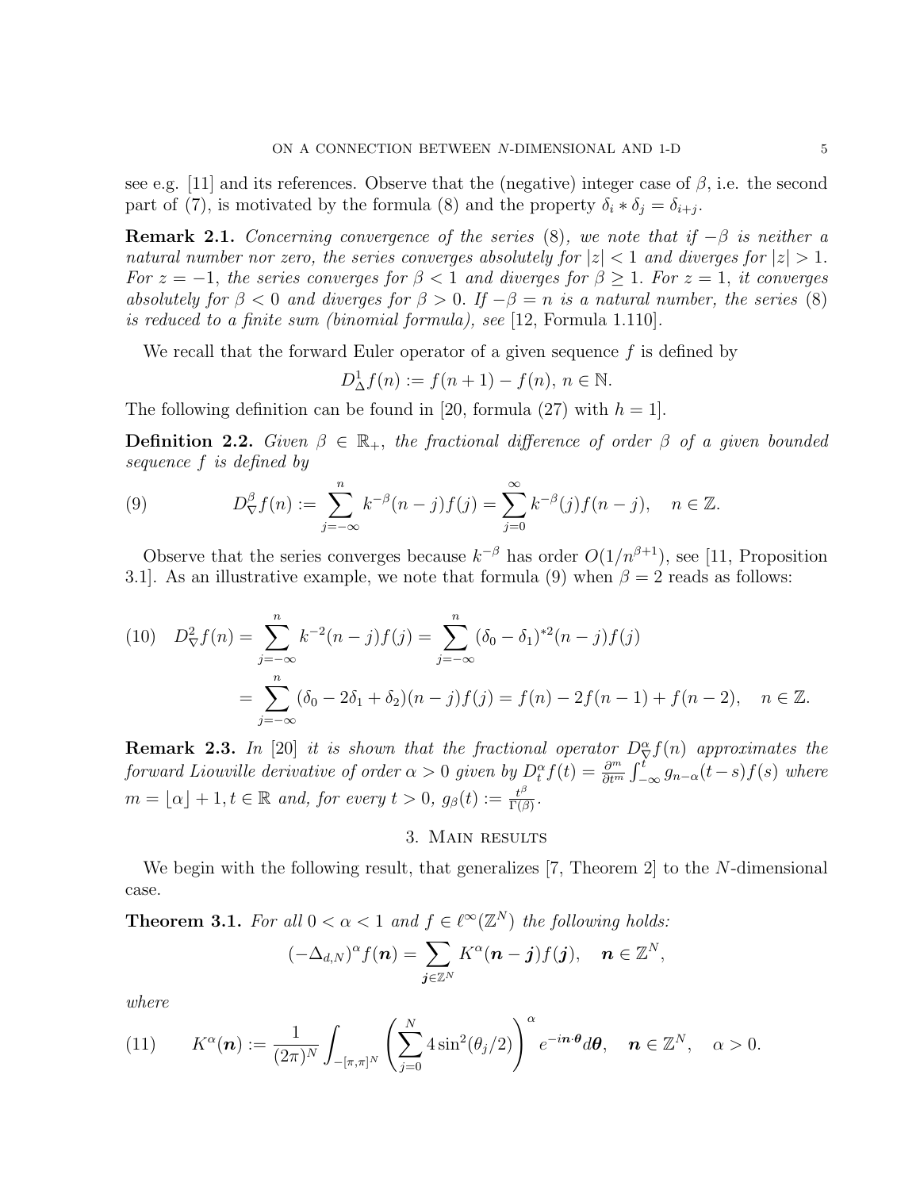see e.g. [11] and its references. Observe that the (negative) integer case of $\beta$, i.e. the second part of (7), is motivated by the formula (8) and the property $\delta_i * \delta_j = \delta_{i+j}$.

**Remark 2.1.** *Concerning convergence of the series* (8)*, we note that if $-\beta$ is neither a natural number nor zero, the series converges absolutely for $|z| < 1$ and diverges for $|z| > 1$. For $z = -1$, the series converges for $\beta < 1$ and diverges for $\beta \geq 1$. For $z = 1$, it converges absolutely for $\beta < 0$ and diverges for $\beta > 0$. If $-\beta = n$ is a natural number, the series* (8) *is reduced to a finite sum (binomial formula), see* [12, Formula 1.110].

We recall that the forward Euler operator of a given sequence $f$ is defined by

$$D^1_\Delta f(n) := f(n+1) - f(n), \, n \in \mathbb{N}.$$

The following definition can be found in [20, formula (27) with $h = 1$].

**Definition 2.2.** *Given $\beta \in \mathbb{R}_+$, the fractional difference of order $\beta$ of a given bounded sequence $f$ is defined by*

$$D^\beta_\nabla f(n) := \sum_{j=-\infty}^{n} k^{-\beta}(n-j) f(j) = \sum_{j=0}^{\infty} k^{-\beta}(j) f(n-j), \quad n \in \mathbb{Z}. \tag{9}$$

Observe that the series converges because $k^{-\beta}$ has order $O(1/n^{\beta+1})$, see [11, Proposition 3.1]. As an illustrative example, we note that formula (9) when $\beta = 2$ reads as follows:

$$\begin{aligned} D^2_\nabla f(n) &= \sum_{j=-\infty}^{n} k^{-2}(n-j) f(j) = \sum_{j=-\infty}^{n} (\delta_0 - \delta_1)^{*2}(n-j) f(j) \\ &= \sum_{j=-\infty}^{n} (\delta_0 - 2\delta_1 + \delta_2)(n-j) f(j) = f(n) - 2f(n-1) + f(n-2), \quad n \in \mathbb{Z}. \end{aligned} \tag{10}$$

**Remark 2.3.** *In* [20] *it is shown that the fractional operator $D^\alpha_\nabla f(n)$ approximates the forward Liouville derivative of order $\alpha > 0$ given by $D^\alpha_t f(t) = \frac{\partial^m}{\partial t^m} \int_{-\infty}^{t} g_{n-\alpha}(t-s) f(s)$ where $m = \lfloor \alpha \rfloor + 1, t \in \mathbb{R}$ and, for every $t > 0$, $g_\beta(t) := \frac{t^\beta}{\Gamma(\beta)}$.*

## 3. Main results

We begin with the following result, that generalizes [7, Theorem 2] to the $N$-dimensional case.

**Theorem 3.1.** *For all $0 < \alpha < 1$ and $f \in \ell^\infty(\mathbb{Z}^N)$ the following holds:*

$$(-\Delta_{d,N})^\alpha f(\boldsymbol{n}) = \sum_{\boldsymbol{j} \in \mathbb{Z}^N} K^\alpha(\boldsymbol{n} - \boldsymbol{j}) f(\boldsymbol{j}), \quad \boldsymbol{n} \in \mathbb{Z}^N,$$

*where*

$$K^\alpha(\boldsymbol{n}) := \frac{1}{(2\pi)^N} \int_{-[\pi,\pi]^N} \left( \sum_{j=0}^{N} 4\sin^2(\theta_j/2) \right)^\alpha e^{-i\boldsymbol{n}\cdot\boldsymbol{\theta}} d\boldsymbol{\theta}, \quad \boldsymbol{n} \in \mathbb{Z}^N, \quad \alpha > 0. \tag{11}$$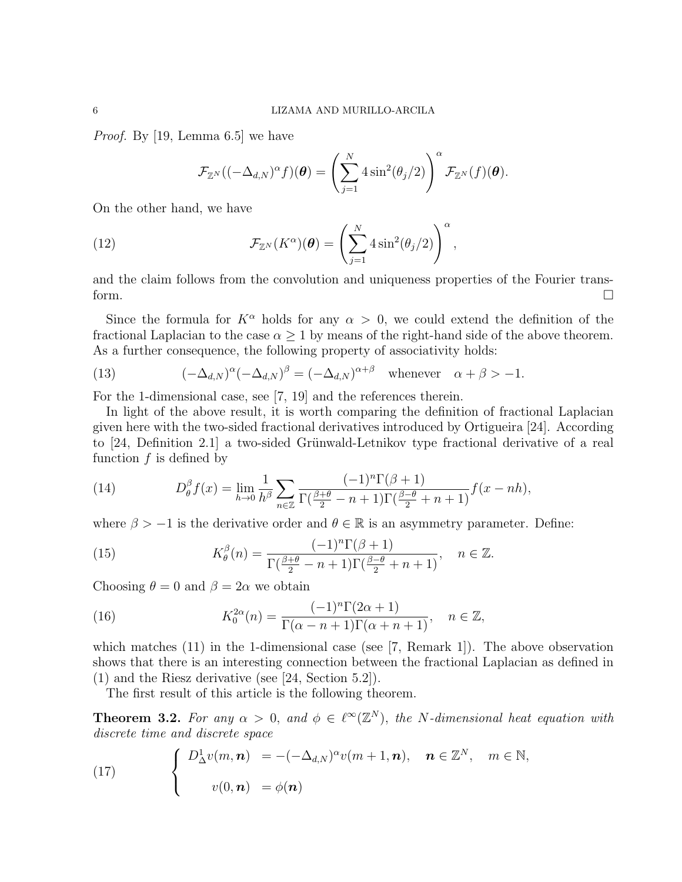*Proof.* By [19, Lemma 6.5] we have

$$\mathcal{F}_{\mathbb{Z}^N}((-\Delta_{d,N})^\alpha f)(\boldsymbol{\theta}) = \left(\sum_{j=1}^{N} 4\sin^2(\theta_j/2)\right)^\alpha \mathcal{F}_{\mathbb{Z}^N}(f)(\boldsymbol{\theta}).$$

On the other hand, we have

$$\mathcal{F}_{\mathbb{Z}^N}(K^\alpha)(\boldsymbol{\theta}) = \left(\sum_{j=1}^{N} 4\sin^2(\theta_j/2)\right)^\alpha, \tag{12}$$

and the claim follows from the convolution and uniqueness properties of the Fourier transform. $\square$

Since the formula for $K^\alpha$ holds for any $\alpha > 0$, we could extend the definition of the fractional Laplacian to the case $\alpha \geq 1$ by means of the right-hand side of the above theorem. As a further consequence, the following property of associativity holds:

$$(-\Delta_{d,N})^\alpha(-\Delta_{d,N})^\beta = (-\Delta_{d,N})^{\alpha+\beta} \quad \text{whenever} \quad \alpha + \beta > -1. \tag{13}$$

For the 1-dimensional case, see [7, 19] and the references therein.

In light of the above result, it is worth comparing the definition of fractional Laplacian given here with the two-sided fractional derivatives introduced by Ortigueira [24]. According to [24, Definition 2.1] a two-sided Grünwald-Letnikov type fractional derivative of a real function $f$ is defined by

$$D_\theta^\beta f(x) = \lim_{h\to 0} \frac{1}{h^\beta} \sum_{n\in\mathbb{Z}} \frac{(-1)^n \Gamma(\beta+1)}{\Gamma(\frac{\beta+\theta}{2} - n + 1)\Gamma(\frac{\beta-\theta}{2} + n + 1)} f(x - nh), \tag{14}$$

where $\beta > -1$ is the derivative order and $\theta \in \mathbb{R}$ is an asymmetry parameter. Define:

$$K_\theta^\beta(n) = \frac{(-1)^n \Gamma(\beta+1)}{\Gamma(\frac{\beta+\theta}{2} - n + 1)\Gamma(\frac{\beta-\theta}{2} + n + 1)}, \quad n \in \mathbb{Z}. \tag{15}$$

Choosing $\theta = 0$ and $\beta = 2\alpha$ we obtain

$$K_0^{2\alpha}(n) = \frac{(-1)^n \Gamma(2\alpha+1)}{\Gamma(\alpha - n + 1)\Gamma(\alpha + n + 1)}, \quad n \in \mathbb{Z}, \tag{16}$$

which matches (11) in the 1-dimensional case (see [7, Remark 1]). The above observation shows that there is an interesting connection between the fractional Laplacian as defined in (1) and the Riesz derivative (see [24, Section 5.2]).

The first result of this article is the following theorem.

**Theorem 3.2.** *For any $\alpha > 0$, and $\phi \in \ell^\infty(\mathbb{Z}^N)$, the $N$-dimensional heat equation with discrete time and discrete space*

$$\begin{cases} D_\Delta^1 v(m, \boldsymbol{n}) &= -(-\Delta_{d,N})^\alpha v(m+1, \boldsymbol{n}), \quad \boldsymbol{n} \in \mathbb{Z}^N, \quad m \in \mathbb{N}, \\ \\ \quad v(0, \boldsymbol{n}) &= \phi(\boldsymbol{n}) \end{cases} \tag{17}$$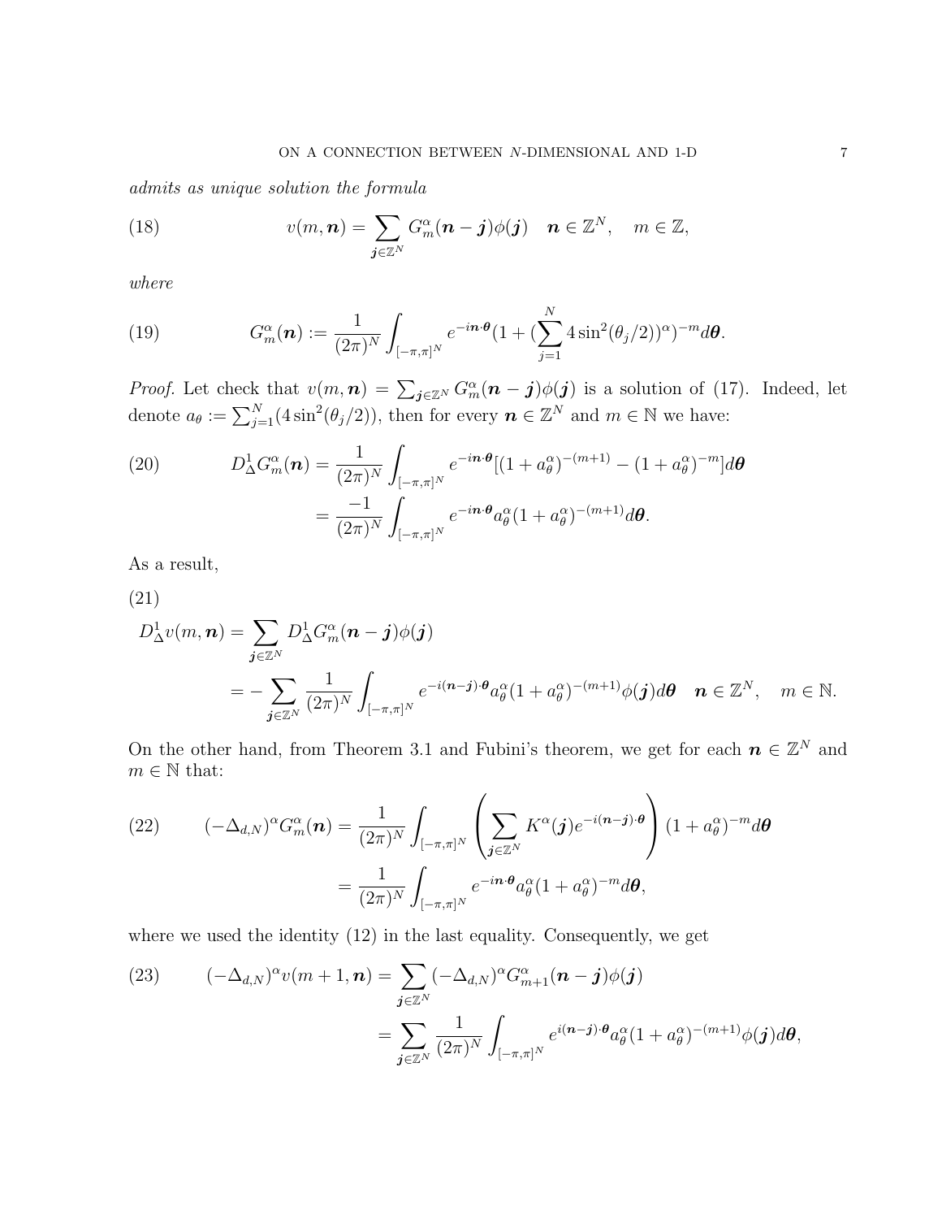*admits as unique solution the formula*

$$v(m, \boldsymbol{n}) = \sum_{\boldsymbol{j} \in \mathbb{Z}^N} G_m^\alpha(\boldsymbol{n} - \boldsymbol{j})\phi(\boldsymbol{j}) \quad \boldsymbol{n} \in \mathbb{Z}^N, \quad m \in \mathbb{Z}, \tag{18}$$

*where*

$$G_m^\alpha(\boldsymbol{n}) := \frac{1}{(2\pi)^N} \int_{[-\pi,\pi]^N} e^{-i\boldsymbol{n}\cdot\boldsymbol{\theta}} (1 + (\sum_{j=1}^N 4\sin^2(\theta_j/2))^\alpha)^{-m} d\boldsymbol{\theta}. \tag{19}$$

*Proof.* Let check that $v(m, \boldsymbol{n}) = \sum_{\boldsymbol{j} \in \mathbb{Z}^N} G_m^\alpha(\boldsymbol{n} - \boldsymbol{j})\phi(\boldsymbol{j})$ is a solution of (17). Indeed, let denote $a_\theta := \sum_{j=1}^N (4\sin^2(\theta_j/2))$, then for every $\boldsymbol{n} \in \mathbb{Z}^N$ and $m \in \mathbb{N}$ we have:

$$\begin{aligned} D_\Delta^1 G_m^\alpha(\boldsymbol{n}) &= \frac{1}{(2\pi)^N} \int_{[-\pi,\pi]^N} e^{-i\boldsymbol{n}\cdot\boldsymbol{\theta}} [(1 + a_\theta^\alpha)^{-(m+1)} - (1 + a_\theta^\alpha)^{-m}] d\boldsymbol{\theta} \\ &= \frac{-1}{(2\pi)^N} \int_{[-\pi,\pi]^N} e^{-i\boldsymbol{n}\cdot\boldsymbol{\theta}} a_\theta^\alpha (1 + a_\theta^\alpha)^{-(m+1)} d\boldsymbol{\theta}. \end{aligned} \tag{20}$$

As a result,

$$\begin{aligned} D_\Delta^1 v(m, \boldsymbol{n}) &= \sum_{\boldsymbol{j} \in \mathbb{Z}^N} D_\Delta^1 G_m^\alpha(\boldsymbol{n} - \boldsymbol{j})\phi(\boldsymbol{j}) \\ &= -\sum_{\boldsymbol{j} \in \mathbb{Z}^N} \frac{1}{(2\pi)^N} \int_{[-\pi,\pi]^N} e^{-i(\boldsymbol{n}-\boldsymbol{j})\cdot\boldsymbol{\theta}} a_\theta^\alpha (1 + a_\theta^\alpha)^{-(m+1)} \phi(\boldsymbol{j}) d\boldsymbol{\theta} \quad \boldsymbol{n} \in \mathbb{Z}^N, \quad m \in \mathbb{N}. \end{aligned} \tag{21}$$

On the other hand, from Theorem 3.1 and Fubini's theorem, we get for each $\boldsymbol{n} \in \mathbb{Z}^N$ and $m \in \mathbb{N}$ that:

$$\begin{aligned} (-\Delta_{d,N})^\alpha G_m^\alpha(\boldsymbol{n}) &= \frac{1}{(2\pi)^N} \int_{[-\pi,\pi]^N} \left( \sum_{\boldsymbol{j} \in \mathbb{Z}^N} K^\alpha(\boldsymbol{j}) e^{-i(\boldsymbol{n}-\boldsymbol{j})\cdot\boldsymbol{\theta}} \right) (1 + a_\theta^\alpha)^{-m} d\boldsymbol{\theta} \\ &= \frac{1}{(2\pi)^N} \int_{[-\pi,\pi]^N} e^{-i\boldsymbol{n}\cdot\boldsymbol{\theta}} a_\theta^\alpha (1 + a_\theta^\alpha)^{-m} d\boldsymbol{\theta}, \end{aligned} \tag{22}$$

where we used the identity (12) in the last equality. Consequently, we get

$$\begin{aligned} (-\Delta_{d,N})^\alpha v(m+1, \boldsymbol{n}) &= \sum_{\boldsymbol{j} \in \mathbb{Z}^N} (-\Delta_{d,N})^\alpha G_{m+1}^\alpha(\boldsymbol{n} - \boldsymbol{j})\phi(\boldsymbol{j}) \\ &= \sum_{\boldsymbol{j} \in \mathbb{Z}^N} \frac{1}{(2\pi)^N} \int_{[-\pi,\pi]^N} e^{i(\boldsymbol{n}-\boldsymbol{j})\cdot\boldsymbol{\theta}} a_\theta^\alpha (1 + a_\theta^\alpha)^{-(m+1)} \phi(\boldsymbol{j}) d\boldsymbol{\theta}, \end{aligned} \tag{23}$$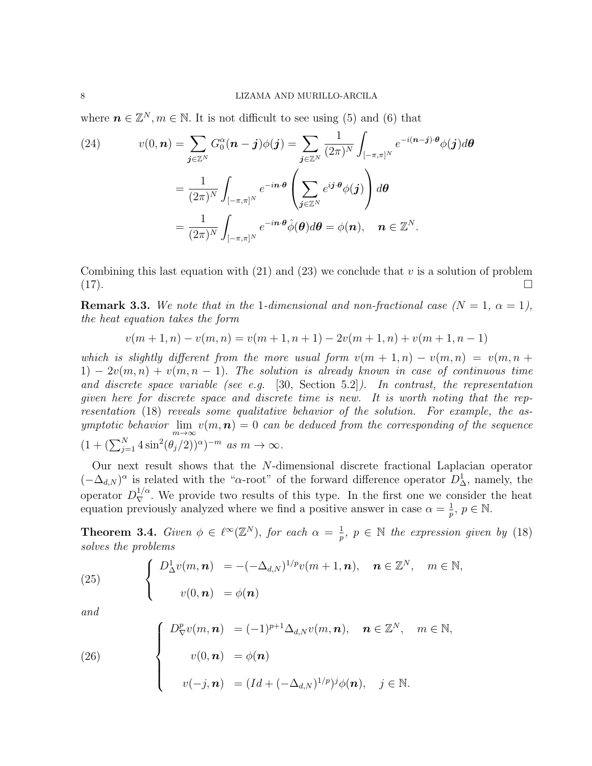where $\boldsymbol{n} \in \mathbb{Z}^N, m \in \mathbb{N}$. It is not difficult to see using (5) and (6) that

$$
\begin{aligned}
v(0,\boldsymbol{n}) &= \sum_{\boldsymbol{j}\in\mathbb{Z}^N} G_0^\alpha(\boldsymbol{n}-\boldsymbol{j})\phi(\boldsymbol{j}) = \sum_{\boldsymbol{j}\in\mathbb{Z}^N} \frac{1}{(2\pi)^N}\int_{[-\pi,\pi]^N} e^{-i(\boldsymbol{n}-\boldsymbol{j})\cdot\boldsymbol{\theta}}\phi(\boldsymbol{j})d\boldsymbol{\theta} \\
&= \frac{1}{(2\pi)^N}\int_{[-\pi,\pi]^N} e^{-i\boldsymbol{n}\cdot\boldsymbol{\theta}}\left(\sum_{\boldsymbol{j}\in\mathbb{Z}^N} e^{i\boldsymbol{j}\cdot\boldsymbol{\theta}}\phi(\boldsymbol{j})\right)d\boldsymbol{\theta} \\
&= \frac{1}{(2\pi)^N}\int_{[-\pi,\pi]^N} e^{-i\boldsymbol{n}\cdot\boldsymbol{\theta}}\hat{\phi}(\boldsymbol{\theta})d\boldsymbol{\theta} = \phi(\boldsymbol{n}), \quad \boldsymbol{n}\in\mathbb{Z}^N.
\end{aligned} \tag{24}
$$

Combining this last equation with (21) and (23) we conclude that $v$ is a solution of problem (17). $\square$

**Remark 3.3.** *We note that in the 1-dimensional and non-fractional case ($N = 1$, $\alpha = 1$), the heat equation takes the form*

$$
v(m+1,n) - v(m,n) = v(m+1,n+1) - 2v(m+1,n) + v(m+1,n-1)
$$

*which is slightly different from the more usual form $v(m+1,n) - v(m,n) = v(m,n+1) - 2v(m,n) + v(m,n-1)$. The solution is already known in case of continuous time and discrete space variable (see e.g. [30, Section 5.2]). In contrast, the representation given here for discrete space and discrete time is new. It is worth noting that the representation (18) reveals some qualitative behavior of the solution. For example, the asymptotic behavior $\lim_{m\to\infty} v(m,\boldsymbol{n}) = 0$ can be deduced from the corresponding of the sequence $(1 + (\sum_{j=1}^N 4\sin^2(\theta_j/2))^\alpha)^{-m}$ as $m \to \infty$.*

Our next result shows that the $N$-dimensional discrete fractional Laplacian operator $(-\Delta_{d,N})^\alpha$ is related with the "$\alpha$-root" of the forward difference operator $D^1_\Delta$, namely, the operator $D^{1/\alpha}_\nabla$. We provide two results of this type. In the first one we consider the heat equation previously analyzed where we find a positive answer in case $\alpha = \frac{1}{p}$, $p \in \mathbb{N}$.

**Theorem 3.4.** *Given $\phi \in \ell^\infty(\mathbb{Z}^N)$, for each $\alpha = \frac{1}{p}$, $p \in \mathbb{N}$ the expression given by (18) solves the problems*

$$
\left\{
\begin{aligned}
D^1_\Delta v(m,\boldsymbol{n}) &= -(-\Delta_{d,N})^{1/p} v(m+1,\boldsymbol{n}), \quad \boldsymbol{n}\in\mathbb{Z}^N, \quad m\in\mathbb{N}, \\
v(0,\boldsymbol{n}) &= \phi(\boldsymbol{n})
\end{aligned}
\right. \tag{25}
$$

*and*

$$
\left\{
\begin{aligned}
D^p_\nabla v(m,\boldsymbol{n}) &= (-1)^{p+1}\Delta_{d,N} v(m,\boldsymbol{n}), \quad \boldsymbol{n}\in\mathbb{Z}^N, \quad m\in\mathbb{N}, \\
v(0,\boldsymbol{n}) &= \phi(\boldsymbol{n}) \\
v(-j,\boldsymbol{n}) &= (Id + (-\Delta_{d,N})^{1/p})^j \phi(\boldsymbol{n}), \quad j\in\mathbb{N}.
\end{aligned}
\right. \tag{26}
$$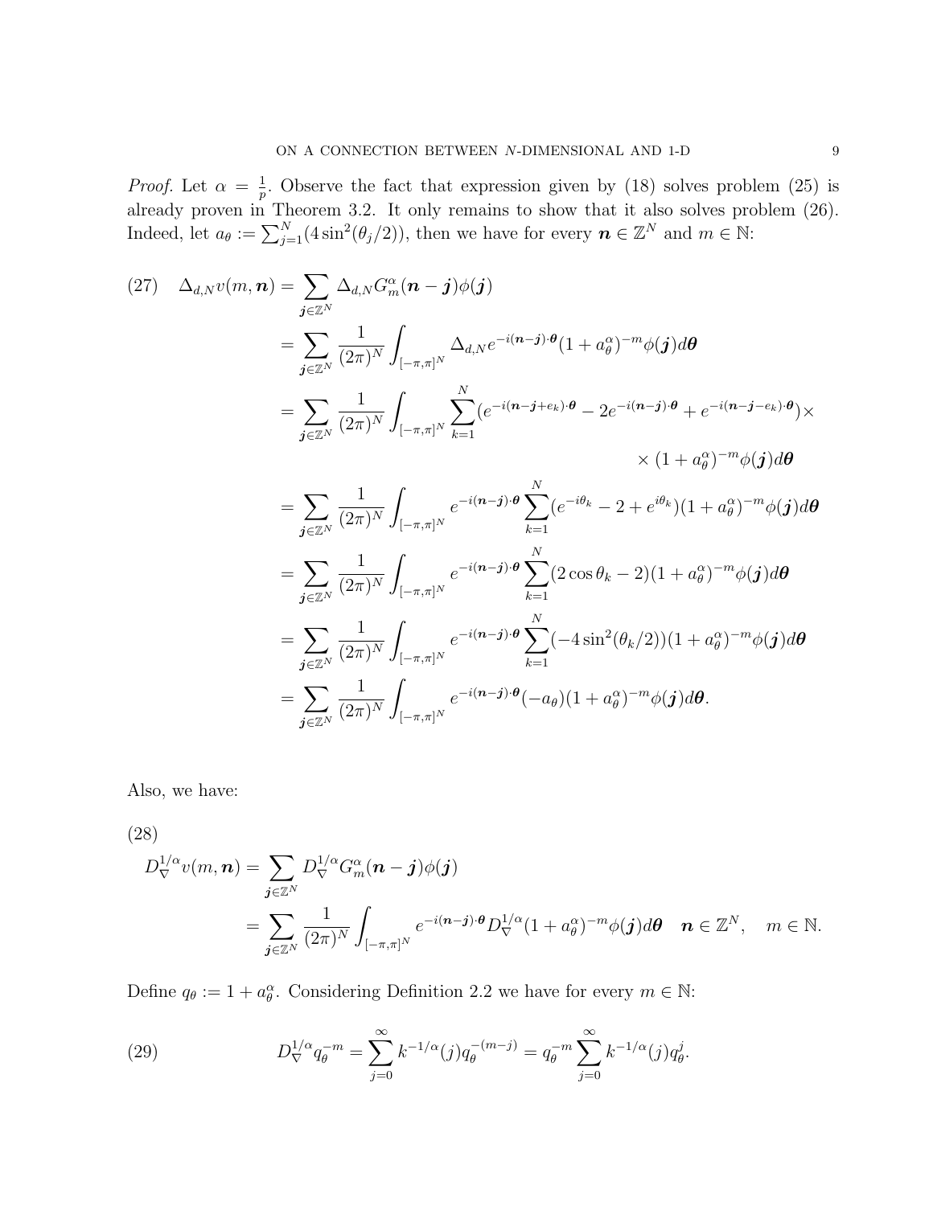*Proof.* Let $\alpha = \frac{1}{p}$. Observe the fact that expression given by (18) solves problem (25) is already proven in Theorem 3.2. It only remains to show that it also solves problem (26). Indeed, let $a_\theta := \sum_{j=1}^{N}(4\sin^2(\theta_j/2))$, then we have for every $\boldsymbol{n} \in \mathbb{Z}^N$ and $m \in \mathbb{N}$:

$$
\begin{aligned}
(27) \quad \Delta_{d,N} v(m,\boldsymbol{n}) &= \sum_{\boldsymbol{j}\in\mathbb{Z}^N} \Delta_{d,N} G_m^\alpha(\boldsymbol{n}-\boldsymbol{j})\phi(\boldsymbol{j}) \\
&= \sum_{\boldsymbol{j}\in\mathbb{Z}^N} \frac{1}{(2\pi)^N}\int_{[-\pi,\pi]^N} \Delta_{d,N} e^{-i(\boldsymbol{n}-\boldsymbol{j})\cdot\boldsymbol{\theta}}(1+a_\theta^\alpha)^{-m}\phi(\boldsymbol{j})d\boldsymbol{\theta} \\
&= \sum_{\boldsymbol{j}\in\mathbb{Z}^N} \frac{1}{(2\pi)^N}\int_{[-\pi,\pi]^N} \sum_{k=1}^{N}(e^{-i(\boldsymbol{n}-\boldsymbol{j}+e_k)\cdot\boldsymbol{\theta}} - 2e^{-i(\boldsymbol{n}-\boldsymbol{j})\cdot\boldsymbol{\theta}} + e^{-i(\boldsymbol{n}-\boldsymbol{j}-e_k)\cdot\boldsymbol{\theta}})\times \\
&\qquad\qquad \times (1+a_\theta^\alpha)^{-m}\phi(\boldsymbol{j})d\boldsymbol{\theta} \\
&= \sum_{\boldsymbol{j}\in\mathbb{Z}^N} \frac{1}{(2\pi)^N}\int_{[-\pi,\pi]^N} e^{-i(\boldsymbol{n}-\boldsymbol{j})\cdot\boldsymbol{\theta}}\sum_{k=1}^{N}(e^{-i\theta_k}-2+e^{i\theta_k})(1+a_\theta^\alpha)^{-m}\phi(\boldsymbol{j})d\boldsymbol{\theta} \\
&= \sum_{\boldsymbol{j}\in\mathbb{Z}^N} \frac{1}{(2\pi)^N}\int_{[-\pi,\pi]^N} e^{-i(\boldsymbol{n}-\boldsymbol{j})\cdot\boldsymbol{\theta}}\sum_{k=1}^{N}(2\cos\theta_k-2)(1+a_\theta^\alpha)^{-m}\phi(\boldsymbol{j})d\boldsymbol{\theta} \\
&= \sum_{\boldsymbol{j}\in\mathbb{Z}^N} \frac{1}{(2\pi)^N}\int_{[-\pi,\pi]^N} e^{-i(\boldsymbol{n}-\boldsymbol{j})\cdot\boldsymbol{\theta}}\sum_{k=1}^{N}(-4\sin^2(\theta_k/2))(1+a_\theta^\alpha)^{-m}\phi(\boldsymbol{j})d\boldsymbol{\theta} \\
&= \sum_{\boldsymbol{j}\in\mathbb{Z}^N} \frac{1}{(2\pi)^N}\int_{[-\pi,\pi]^N} e^{-i(\boldsymbol{n}-\boldsymbol{j})\cdot\boldsymbol{\theta}}(-a_\theta)(1+a_\theta^\alpha)^{-m}\phi(\boldsymbol{j})d\boldsymbol{\theta}.
\end{aligned}
$$

Also, we have:

$$
\begin{aligned}
(28) \quad D_\nabla^{1/\alpha} v(m,\boldsymbol{n}) &= \sum_{\boldsymbol{j}\in\mathbb{Z}^N} D_\nabla^{1/\alpha} G_m^\alpha(\boldsymbol{n}-\boldsymbol{j})\phi(\boldsymbol{j}) \\
&= \sum_{\boldsymbol{j}\in\mathbb{Z}^N} \frac{1}{(2\pi)^N}\int_{[-\pi,\pi]^N} e^{-i(\boldsymbol{n}-\boldsymbol{j})\cdot\boldsymbol{\theta}} D_\nabla^{1/\alpha}(1+a_\theta^\alpha)^{-m}\phi(\boldsymbol{j})d\boldsymbol{\theta} \quad \boldsymbol{n}\in\mathbb{Z}^N, \quad m\in\mathbb{N}.
\end{aligned}
$$

Define $q_\theta := 1 + a_\theta^\alpha$. Considering Definition 2.2 we have for every $m \in \mathbb{N}$:

$$
(29) \qquad D_\nabla^{1/\alpha} q_\theta^{-m} = \sum_{j=0}^{\infty} k^{-1/\alpha}(j) q_\theta^{-(m-j)} = q_\theta^{-m}\sum_{j=0}^{\infty} k^{-1/\alpha}(j) q_\theta^{j}.
$$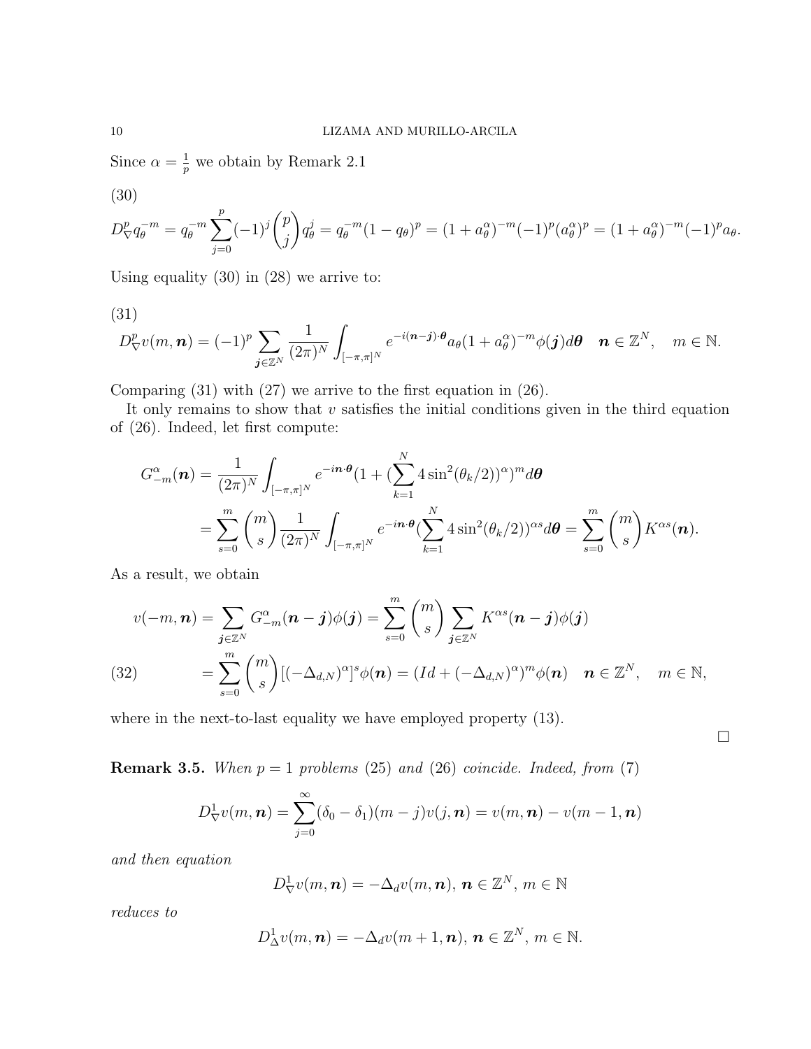Since $\alpha = \frac{1}{p}$ we obtain by Remark 2.1

(30)

$$D^p_\nabla q_\theta^{-m} = q_\theta^{-m} \sum_{j=0}^{p} (-1)^j \binom{p}{j} q_\theta^j = q_\theta^{-m}(1-q_\theta)^p = (1+a_\theta^\alpha)^{-m}(-1)^p (a_\theta^\alpha)^p = (1+a_\theta^\alpha)^{-m}(-1)^p a_\theta.$$

Using equality (30) in (28) we arrive to:

(31)

$$D^p_\nabla v(m,\boldsymbol{n}) = (-1)^p \sum_{\boldsymbol{j}\in\mathbb{Z}^N} \frac{1}{(2\pi)^N} \int_{[-\pi,\pi]^N} e^{-i(\boldsymbol{n}-\boldsymbol{j})\cdot\boldsymbol{\theta}} a_\theta (1+a_\theta^\alpha)^{-m} \phi(\boldsymbol{j}) d\boldsymbol{\theta} \quad \boldsymbol{n}\in\mathbb{Z}^N, \quad m\in\mathbb{N}.$$

Comparing (31) with (27) we arrive to the first equation in (26).

It only remains to show that $v$ satisfies the initial conditions given in the third equation of (26). Indeed, let first compute:

$$\begin{aligned} G^\alpha_{-m}(\boldsymbol{n}) &= \frac{1}{(2\pi)^N} \int_{[-\pi,\pi]^N} e^{-i\boldsymbol{n}\cdot\boldsymbol{\theta}} (1 + (\sum_{k=1}^{N} 4\sin^2(\theta_k/2))^\alpha)^m d\boldsymbol{\theta} \\ &= \sum_{s=0}^{m} \binom{m}{s} \frac{1}{(2\pi)^N} \int_{[-\pi,\pi]^N} e^{-i\boldsymbol{n}\cdot\boldsymbol{\theta}} (\sum_{k=1}^{N} 4\sin^2(\theta_k/2))^{\alpha s} d\boldsymbol{\theta} = \sum_{s=0}^{m} \binom{m}{s} K^{\alpha s}(\boldsymbol{n}). \end{aligned}$$

As a result, we obtain

$$\begin{aligned} v(-m,\boldsymbol{n}) &= \sum_{\boldsymbol{j}\in\mathbb{Z}^N} G^\alpha_{-m}(\boldsymbol{n}-\boldsymbol{j})\phi(\boldsymbol{j}) = \sum_{s=0}^{m} \binom{m}{s} \sum_{\boldsymbol{j}\in\mathbb{Z}^N} K^{\alpha s}(\boldsymbol{n}-\boldsymbol{j})\phi(\boldsymbol{j}) \\ &= \sum_{s=0}^{m} \binom{m}{s} [(-\Delta_{d,N})^\alpha]^s \phi(\boldsymbol{n}) = (Id + (-\Delta_{d,N})^\alpha)^m \phi(\boldsymbol{n}) \quad \boldsymbol{n}\in\mathbb{Z}^N, \quad m\in\mathbb{N}, \end{aligned} \tag{32}$$

where in the next-to-last equality we have employed property (13).

□

**Remark 3.5.** *When $p = 1$ problems (25) and (26) coincide. Indeed, from (7)*

$$D^1_\nabla v(m,\boldsymbol{n}) = \sum_{j=0}^{\infty} (\delta_0 - \delta_1)(m-j) v(j,\boldsymbol{n}) = v(m,\boldsymbol{n}) - v(m-1,\boldsymbol{n})$$

*and then equation*

$$D^1_\nabla v(m,\boldsymbol{n}) = -\Delta_d v(m,\boldsymbol{n}),\ \boldsymbol{n}\in\mathbb{Z}^N,\ m\in\mathbb{N}$$

*reduces to*

$$D^1_\Delta v(m,\boldsymbol{n}) = -\Delta_d v(m+1,\boldsymbol{n}),\ \boldsymbol{n}\in\mathbb{Z}^N,\ m\in\mathbb{N}.$$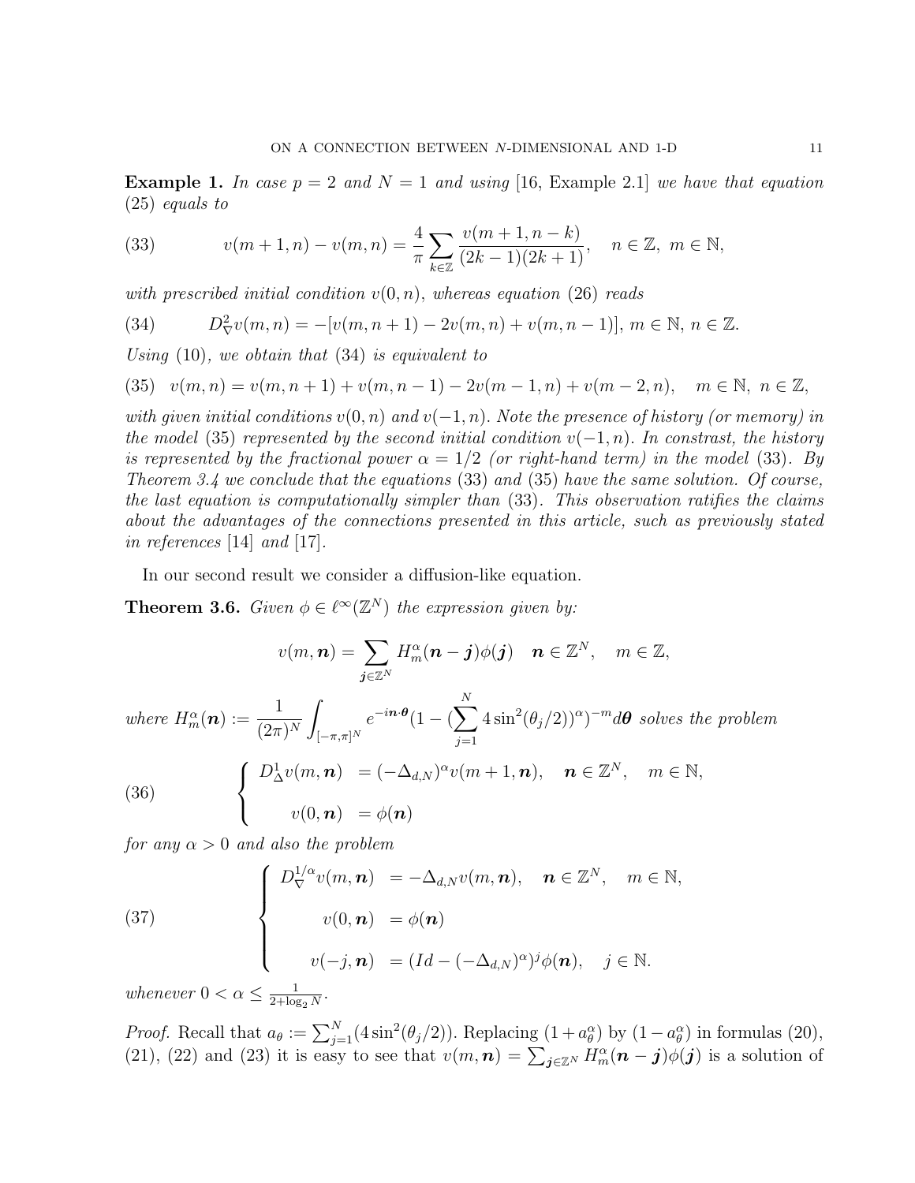**Example 1.** *In case $p = 2$ and $N = 1$ and using* [16, Example 2.1] *we have that equation* (25) *equals to*

$$v(m+1,n) - v(m,n) = \frac{4}{\pi} \sum_{k\in\mathbb{Z}} \frac{v(m+1,n-k)}{(2k-1)(2k+1)}, \quad n \in \mathbb{Z},\ m \in \mathbb{N}, \tag{33}$$

*with prescribed initial condition $v(0,n)$, whereas equation* (26) *reads*

$$D^2_{\nabla} v(m,n) = -[v(m,n+1) - 2v(m,n) + v(m,n-1)],\ m \in \mathbb{N},\ n \in \mathbb{Z}. \tag{34}$$

*Using* (10)*, we obtain that* (34) *is equivalent to*

$$v(m,n) = v(m,n+1) + v(m,n-1) - 2v(m-1,n) + v(m-2,n), \quad m \in \mathbb{N},\ n \in \mathbb{Z}, \tag{35}$$

*with given initial conditions $v(0,n)$ and $v(-1,n)$. Note the presence of history (or memory) in the model* (35) *represented by the second initial condition $v(-1,n)$. In constrast, the history is represented by the fractional power $\alpha = 1/2$ (or right-hand term) in the model* (33)*. By Theorem 3.4 we conclude that the equations* (33) *and* (35) *have the same solution. Of course, the last equation is computationally simpler than* (33)*. This observation ratifies the claims about the advantages of the connections presented in this article, such as previously stated in references* [14] *and* [17].

In our second result we consider a diffusion-like equation.

**Theorem 3.6.** *Given $\phi \in \ell^\infty(\mathbb{Z}^N)$ the expression given by:*

$$v(m,\boldsymbol{n}) = \sum_{\boldsymbol{j}\in\mathbb{Z}^N} H^\alpha_m(\boldsymbol{n}-\boldsymbol{j})\phi(\boldsymbol{j}) \quad \boldsymbol{n} \in \mathbb{Z}^N, \quad m \in \mathbb{Z},$$

*where $H^\alpha_m(\boldsymbol{n}) := \frac{1}{(2\pi)^N} \int_{[-\pi,\pi]^N} e^{-i\boldsymbol{n}\cdot\boldsymbol{\theta}} (1 - (\sum_{j=1}^N 4\sin^2(\theta_j/2))^\alpha)^{-m} d\boldsymbol{\theta}$ solves the problem*

$$\begin{cases} D^1_{\Delta} v(m,\boldsymbol{n}) &= (-\Delta_{d,N})^\alpha v(m+1,\boldsymbol{n}), \quad \boldsymbol{n} \in \mathbb{Z}^N, \quad m \in \mathbb{N}, \\ \\ v(0,\boldsymbol{n}) &= \phi(\boldsymbol{n}) \end{cases} \tag{36}$$

*for any $\alpha > 0$ and also the problem*

$$\begin{cases} D^{1/\alpha}_{\nabla} v(m,\boldsymbol{n}) &= -\Delta_{d,N} v(m,\boldsymbol{n}), \quad \boldsymbol{n} \in \mathbb{Z}^N, \quad m \in \mathbb{N}, \\ \\ v(0,\boldsymbol{n}) &= \phi(\boldsymbol{n}) \\ \\ v(-j,\boldsymbol{n}) &= (Id - (-\Delta_{d,N})^\alpha)^j \phi(\boldsymbol{n}), \quad j \in \mathbb{N}. \end{cases} \tag{37}$$

*whenever $0 < \alpha \leq \frac{1}{2+\log_2 N}$.*

*Proof.* Recall that $a_\theta := \sum_{j=1}^N (4\sin^2(\theta_j/2))$. Replacing $(1 + a^\alpha_\theta)$ by $(1 - a^\alpha_\theta)$ in formulas (20), (21), (22) and (23) it is easy to see that $v(m,\boldsymbol{n}) = \sum_{\boldsymbol{j}\in\mathbb{Z}^N} H^\alpha_m(\boldsymbol{n}-\boldsymbol{j})\phi(\boldsymbol{j})$ is a solution of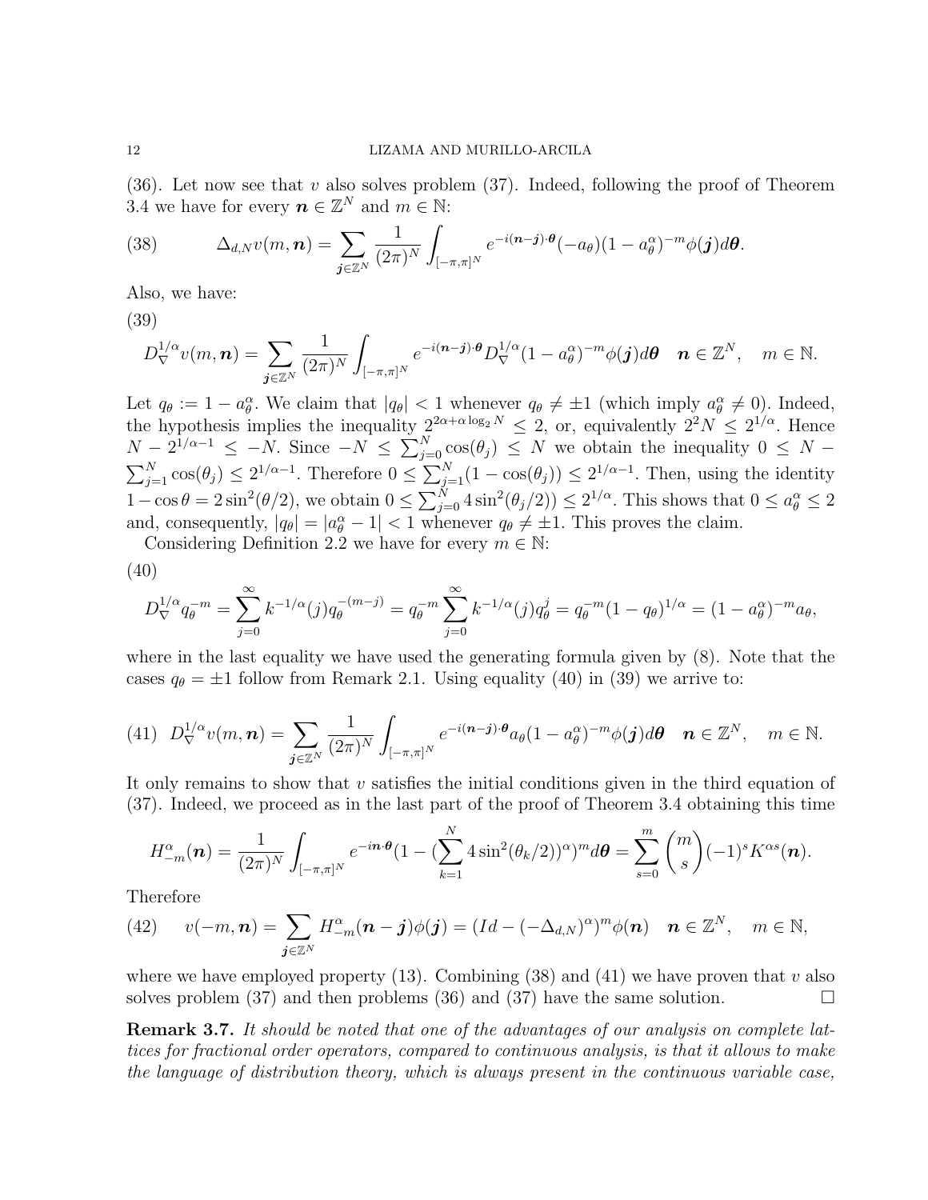(36). Let now see that $v$ also solves problem (37). Indeed, following the proof of Theorem 3.4 we have for every $\boldsymbol{n} \in \mathbb{Z}^N$ and $m \in \mathbb{N}$:

$$\Delta_{d,N} v(m, \boldsymbol{n}) = \sum_{\boldsymbol{j} \in \mathbb{Z}^N} \frac{1}{(2\pi)^N} \int_{[-\pi,\pi]^N} e^{-i(\boldsymbol{n}-\boldsymbol{j})\cdot\boldsymbol{\theta}} (-a_\theta)(1 - a_\theta^\alpha)^{-m} \phi(\boldsymbol{j}) d\boldsymbol{\theta}. \tag{38}$$

Also, we have:

$$D_\nabla^{1/\alpha} v(m, \boldsymbol{n}) = \sum_{\boldsymbol{j} \in \mathbb{Z}^N} \frac{1}{(2\pi)^N} \int_{[-\pi,\pi]^N} e^{-i(\boldsymbol{n}-\boldsymbol{j})\cdot\boldsymbol{\theta}} D_\nabla^{1/\alpha} (1 - a_\theta^\alpha)^{-m} \phi(\boldsymbol{j}) d\boldsymbol{\theta} \quad \boldsymbol{n} \in \mathbb{Z}^N, \quad m \in \mathbb{N}. \tag{39}$$

Let $q_\theta := 1 - a_\theta^\alpha$. We claim that $|q_\theta| < 1$ whenever $q_\theta \neq \pm 1$ (which imply $a_\theta^\alpha \neq 0$). Indeed, the hypothesis implies the inequality $2^{2\alpha + \alpha \log_2 N} \leq 2$, or, equivalently $2^2 N \leq 2^{1/\alpha}$. Hence $N - 2^{1/\alpha - 1} \leq -N$. Since $-N \leq \sum_{j=0}^N \cos(\theta_j) \leq N$ we obtain the inequality $0 \leq N - \sum_{j=1}^N \cos(\theta_j) \leq 2^{1/\alpha - 1}$. Therefore $0 \leq \sum_{j=1}^N (1 - \cos(\theta_j)) \leq 2^{1/\alpha - 1}$. Then, using the identity $1 - \cos\theta = 2\sin^2(\theta/2)$, we obtain $0 \leq \sum_{j=0}^N 4\sin^2(\theta_j/2)) \leq 2^{1/\alpha}$. This shows that $0 \leq a_\theta^\alpha \leq 2$ and, consequently, $|q_\theta| = |a_\theta^\alpha - 1| < 1$ whenever $q_\theta \neq \pm 1$. This proves the claim.

Considering Definition 2.2 we have for every $m \in \mathbb{N}$:

$$D_\nabla^{1/\alpha} q_\theta^{-m} = \sum_{j=0}^\infty k^{-1/\alpha}(j) q_\theta^{-(m-j)} = q_\theta^{-m} \sum_{j=0}^\infty k^{-1/\alpha}(j) q_\theta^j = q_\theta^{-m}(1 - q_\theta)^{1/\alpha} = (1 - a_\theta^\alpha)^{-m} a_\theta, \tag{40}$$

where in the last equality we have used the generating formula given by (8). Note that the cases $q_\theta = \pm 1$ follow from Remark 2.1. Using equality (40) in (39) we arrive to:

$$D_\nabla^{1/\alpha} v(m, \boldsymbol{n}) = \sum_{\boldsymbol{j} \in \mathbb{Z}^N} \frac{1}{(2\pi)^N} \int_{[-\pi,\pi]^N} e^{-i(\boldsymbol{n}-\boldsymbol{j})\cdot\boldsymbol{\theta}} a_\theta (1 - a_\theta^\alpha)^{-m} \phi(\boldsymbol{j}) d\boldsymbol{\theta} \quad \boldsymbol{n} \in \mathbb{Z}^N, \quad m \in \mathbb{N}. \tag{41}$$

It only remains to show that $v$ satisfies the initial conditions given in the third equation of (37). Indeed, we proceed as in the last part of the proof of Theorem 3.4 obtaining this time

$$H_{-m}^\alpha(\boldsymbol{n}) = \frac{1}{(2\pi)^N} \int_{[-\pi,\pi]^N} e^{-i\boldsymbol{n}\cdot\boldsymbol{\theta}} (1 - (\sum_{k=1}^N 4\sin^2(\theta_k/2))^\alpha)^m d\boldsymbol{\theta} = \sum_{s=0}^m \binom{m}{s} (-1)^s K^{\alpha s}(\boldsymbol{n}).$$

Therefore

$$v(-m, \boldsymbol{n}) = \sum_{\boldsymbol{j} \in \mathbb{Z}^N} H_{-m}^\alpha(\boldsymbol{n} - \boldsymbol{j}) \phi(\boldsymbol{j}) = (Id - (-\Delta_{d,N})^\alpha)^m \phi(\boldsymbol{n}) \quad \boldsymbol{n} \in \mathbb{Z}^N, \quad m \in \mathbb{N}, \tag{42}$$

where we have employed property (13). Combining (38) and (41) we have proven that $v$ also solves problem (37) and then problems (36) and (37) have the same solution. $\square$

**Remark 3.7.** *It should be noted that one of the advantages of our analysis on complete lattices for fractional order operators, compared to continuous analysis, is that it allows to make the language of distribution theory, which is always present in the continuous variable case,*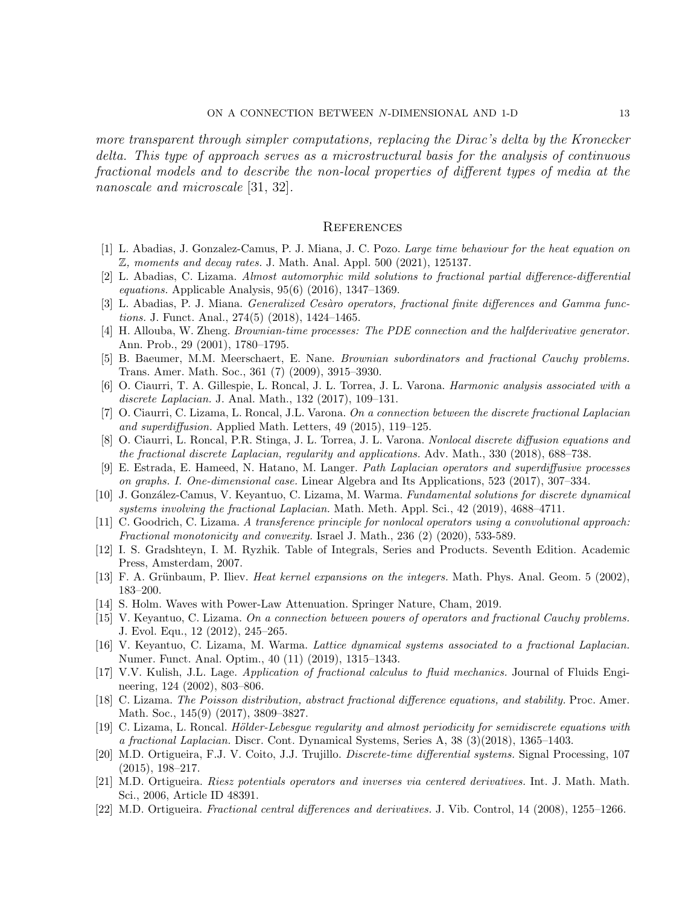*more transparent through simpler computations, replacing the Dirac's delta by the Kronecker delta. This type of approach serves as a microstructural basis for the analysis of continuous fractional models and to describe the non-local properties of different types of media at the nanoscale and microscale* [31, 32].

## References

[1] L. Abadias, J. Gonzalez-Camus, P. J. Miana, J. C. Pozo. *Large time behaviour for the heat equation on $\mathbb{Z}$, moments and decay rates.* J. Math. Anal. Appl. 500 (2021), 125137.

[2] L. Abadias, C. Lizama. *Almost automorphic mild solutions to fractional partial difference-differential equations.* Applicable Analysis, 95(6) (2016), 1347–1369.

[3] L. Abadias, P. J. Miana. *Generalized Cesàro operators, fractional finite differences and Gamma functions.* J. Funct. Anal., 274(5) (2018), 1424–1465.

[4] H. Allouba, W. Zheng. *Brownian-time processes: The PDE connection and the halfderivative generator.* Ann. Prob., 29 (2001), 1780–1795.

[5] B. Baeumer, M.M. Meerschaert, E. Nane. *Brownian subordinators and fractional Cauchy problems.* Trans. Amer. Math. Soc., 361 (7) (2009), 3915–3930.

[6] O. Ciaurri, T. A. Gillespie, L. Roncal, J. L. Torrea, J. L. Varona. *Harmonic analysis associated with a discrete Laplacian.* J. Anal. Math., 132 (2017), 109–131.

[7] O. Ciaurri, C. Lizama, L. Roncal, J.L. Varona. *On a connection between the discrete fractional Laplacian and superdiffusion.* Applied Math. Letters, 49 (2015), 119–125.

[8] O. Ciaurri, L. Roncal, P.R. Stinga, J. L. Torrea, J. L. Varona. *Nonlocal discrete diffusion equations and the fractional discrete Laplacian, regularity and applications.* Adv. Math., 330 (2018), 688–738.

[9] E. Estrada, E. Hameed, N. Hatano, M. Langer. *Path Laplacian operators and superdiffusive processes on graphs. I. One-dimensional case.* Linear Algebra and Its Applications, 523 (2017), 307–334.

[10] J. González-Camus, V. Keyantuo, C. Lizama, M. Warma. *Fundamental solutions for discrete dynamical systems involving the fractional Laplacian.* Math. Meth. Appl. Sci., 42 (2019), 4688–4711.

[11] C. Goodrich, C. Lizama. *A transference principle for nonlocal operators using a convolutional approach: Fractional monotonicity and convexity.* Israel J. Math., 236 (2) (2020), 533-589.

[12] I. S. Gradshteyn, I. M. Ryzhik. Table of Integrals, Series and Products. Seventh Edition. Academic Press, Amsterdam, 2007.

[13] F. A. Grünbaum, P. Iliev. *Heat kernel expansions on the integers.* Math. Phys. Anal. Geom. 5 (2002), 183–200.

[14] S. Holm. Waves with Power-Law Attenuation. Springer Nature, Cham, 2019.

[15] V. Keyantuo, C. Lizama. *On a connection between powers of operators and fractional Cauchy problems.* J. Evol. Equ., 12 (2012), 245–265.

[16] V. Keyantuo, C. Lizama, M. Warma. *Lattice dynamical systems associated to a fractional Laplacian.* Numer. Funct. Anal. Optim., 40 (11) (2019), 1315–1343.

[17] V.V. Kulish, J.L. Lage. *Application of fractional calculus to fluid mechanics.* Journal of Fluids Engineering, 124 (2002), 803–806.

[18] C. Lizama. *The Poisson distribution, abstract fractional difference equations, and stability.* Proc. Amer. Math. Soc., 145(9) (2017), 3809–3827.

[19] C. Lizama, L. Roncal. *Hölder-Lebesgue regularity and almost periodicity for semidiscrete equations with a fractional Laplacian.* Discr. Cont. Dynamical Systems, Series A, 38 (3)(2018), 1365–1403.

[20] M.D. Ortigueira, F.J. V. Coito, J.J. Trujillo. *Discrete-time differential systems.* Signal Processing, 107 (2015), 198–217.

[21] M.D. Ortigueira. *Riesz potentials operators and inverses via centered derivatives.* Int. J. Math. Math. Sci., 2006, Article ID 48391.

[22] M.D. Ortigueira. *Fractional central differences and derivatives.* J. Vib. Control, 14 (2008), 1255–1266.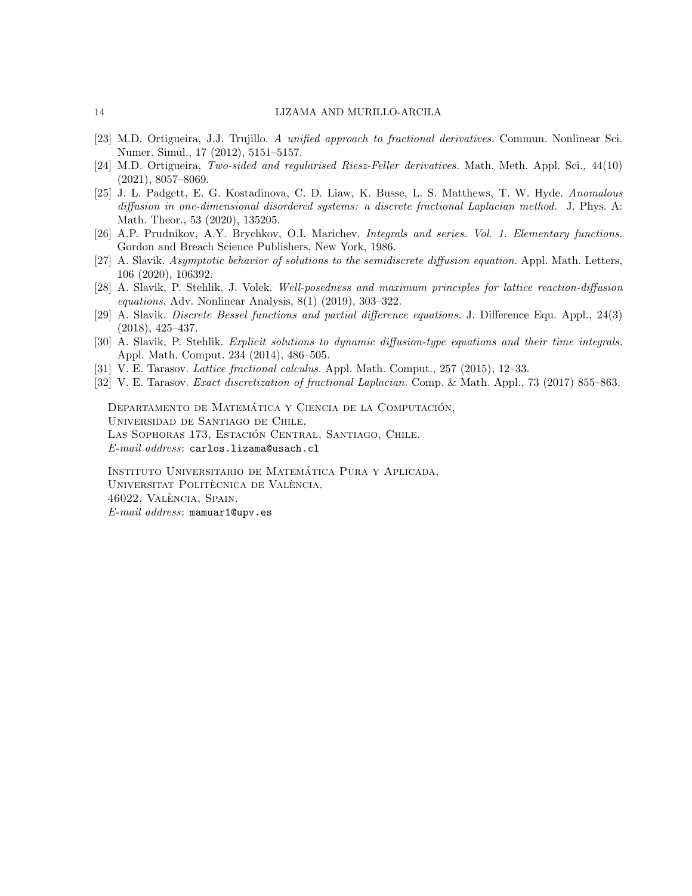[23] M.D. Ortigueira, J.J. Trujillo. *A unified approach to fractional derivatives.* Commun. Nonlinear Sci. Numer. Simul., 17 (2012), 5151–5157.

[24] M.D. Ortigueira, *Two-sided and regularised Riesz-Feller derivatives.* Math. Meth. Appl. Sci., 44(10) (2021), 8057–8069.

[25] J. L. Padgett, E. G. Kostadinova, C. D. Liaw, K. Busse, L. S. Matthews, T. W. Hyde. *Anomalous diffusion in one-dimensional disordered systems: a discrete fractional Laplacian method.* J. Phys. A: Math. Theor., 53 (2020), 135205.

[26] A.P. Prudnikov, A.Y. Brychkov, O.I. Marichev. *Integrals and series. Vol. 1. Elementary functions.* Gordon and Breach Science Publishers, New York, 1986.

[27] A. Slavík. *Asymptotic behavior of solutions to the semidiscrete diffusion equation.* Appl. Math. Letters, 106 (2020), 106392.

[28] A. Slavík, P. Stehlík, J. Volek. *Well-posedness and maximum principles for lattice reaction-diffusion equations.* Adv. Nonlinear Analysis, 8(1) (2019), 303–322.

[29] A. Slavík. *Discrete Bessel functions and partial difference equations.* J. Difference Equ. Appl., 24(3) (2018), 425–437.

[30] A. Slavík, P. Stehlík. *Explicit solutions to dynamic diffusion-type equations and their time integrals.* Appl. Math. Comput. 234 (2014), 486–505.

[31] V. E. Tarasov. *Lattice fractional calculus.* Appl. Math. Comput., 257 (2015), 12–33.

[32] V. E. Tarasov. *Exact discretization of fractional Laplacian.* Comp. & Math. Appl., 73 (2017) 855–863.

Departamento de Matemática y Ciencia de la Computación,
Universidad de Santiago de Chile,
Las Sophoras 173, Estación Central, Santiago, Chile.
*E-mail address*: carlos.lizama@usach.cl

Instituto Universitario de Matemática Pura y Aplicada,
Universitat Politècnica de València,
46022, València, Spain.
*E-mail address*: mamuar1@upv.es